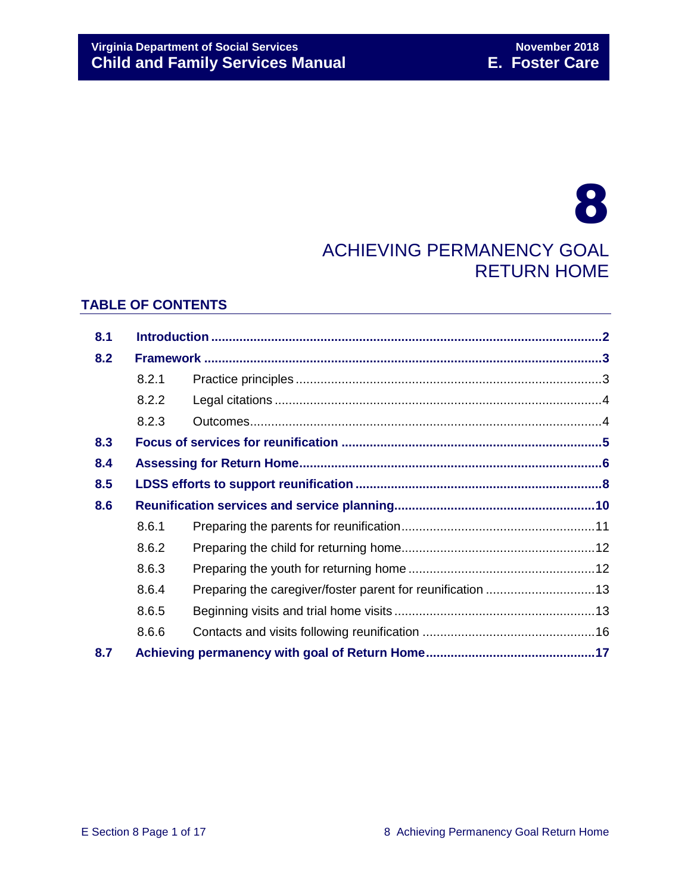# 8

# ACHIEVING PERMANENCY GOAL RETURN HOME

## TABLE OF CONTENTS

**8.1 Introduction** ..... **2**

**8.2 Framework** ..... **3**

- 8.2.1 Practice principles ..... 3
- 8.2.2 Legal citations ..... 4
- 8.2.3 Outcomes ..... 4

**8.3 Focus of services for reunification** ..... **5**

**8.4 Assessing for Return Home** ..... **6**

**8.5 LDSS efforts to support reunification** ..... **8**

**8.6 Reunification services and service planning** ..... **10**

- 8.6.1 Preparing the parents for reunification ..... 11
- 8.6.2 Preparing the child for returning home ..... 12
- 8.6.3 Preparing the youth for returning home ..... 12
- 8.6.4 Preparing the caregiver/foster parent for reunification ..... 13
- 8.6.5 Beginning visits and trial home visits ..... 13
- 8.6.6 Contacts and visits following reunification ..... 16

**8.7 Achieving permanency with goal of Return Home** ..... **17**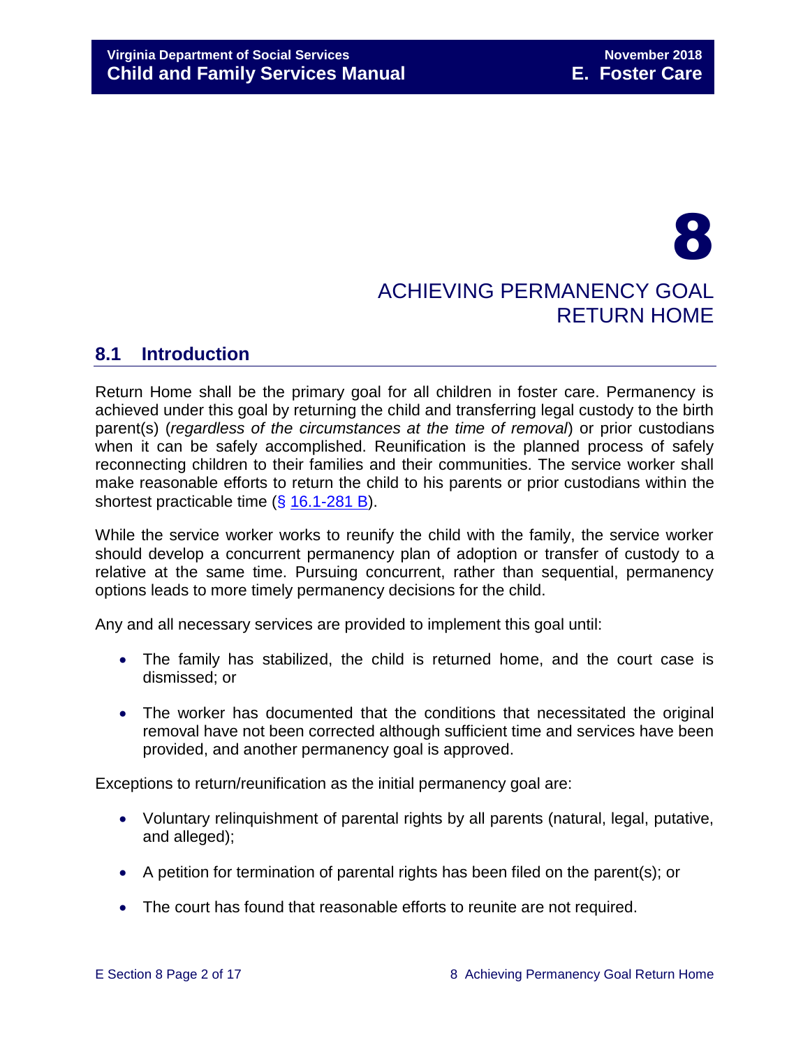# 8

# ACHIEVING PERMANENCY GOAL RETURN HOME

## 8.1 Introduction

Return Home shall be the primary goal for all children in foster care. Permanency is achieved under this goal by returning the child and transferring legal custody to the birth parent(s) (*regardless of the circumstances at the time of removal*) or prior custodians when it can be safely accomplished. Reunification is the planned process of safely reconnecting children to their families and their communities. The service worker shall make reasonable efforts to return the child to his parents or prior custodians within the shortest practicable time (§ 16.1-281 B).

While the service worker works to reunify the child with the family, the service worker should develop a concurrent permanency plan of adoption or transfer of custody to a relative at the same time. Pursuing concurrent, rather than sequential, permanency options leads to more timely permanency decisions for the child.

Any and all necessary services are provided to implement this goal until:

- The family has stabilized, the child is returned home, and the court case is dismissed; or
- The worker has documented that the conditions that necessitated the original removal have not been corrected although sufficient time and services have been provided, and another permanency goal is approved.

Exceptions to return/reunification as the initial permanency goal are:

- Voluntary relinquishment of parental rights by all parents (natural, legal, putative, and alleged);
- A petition for termination of parental rights has been filed on the parent(s); or
- The court has found that reasonable efforts to reunite are not required.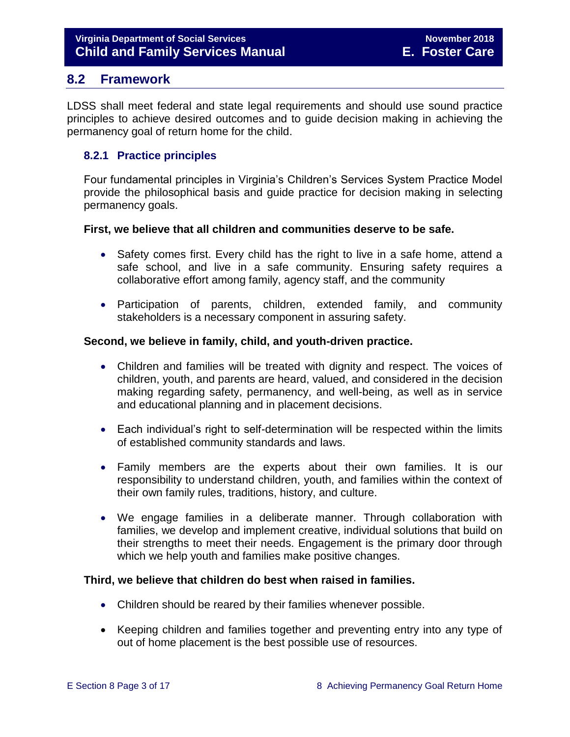## 8.2 Framework

LDSS shall meet federal and state legal requirements and should use sound practice principles to achieve desired outcomes and to guide decision making in achieving the permanency goal of return home for the child.

### 8.2.1 Practice principles

Four fundamental principles in Virginia's Children's Services System Practice Model provide the philosophical basis and guide practice for decision making in selecting permanency goals.

**First, we believe that all children and communities deserve to be safe.**

- Safety comes first. Every child has the right to live in a safe home, attend a safe school, and live in a safe community. Ensuring safety requires a collaborative effort among family, agency staff, and the community
- Participation of parents, children, extended family, and community stakeholders is a necessary component in assuring safety.

**Second, we believe in family, child, and youth-driven practice.**

- Children and families will be treated with dignity and respect. The voices of children, youth, and parents are heard, valued, and considered in the decision making regarding safety, permanency, and well-being, as well as in service and educational planning and in placement decisions.
- Each individual's right to self-determination will be respected within the limits of established community standards and laws.
- Family members are the experts about their own families. It is our responsibility to understand children, youth, and families within the context of their own family rules, traditions, history, and culture.
- We engage families in a deliberate manner. Through collaboration with families, we develop and implement creative, individual solutions that build on their strengths to meet their needs. Engagement is the primary door through which we help youth and families make positive changes.

**Third, we believe that children do best when raised in families.**

- Children should be reared by their families whenever possible.
- Keeping children and families together and preventing entry into any type of out of home placement is the best possible use of resources.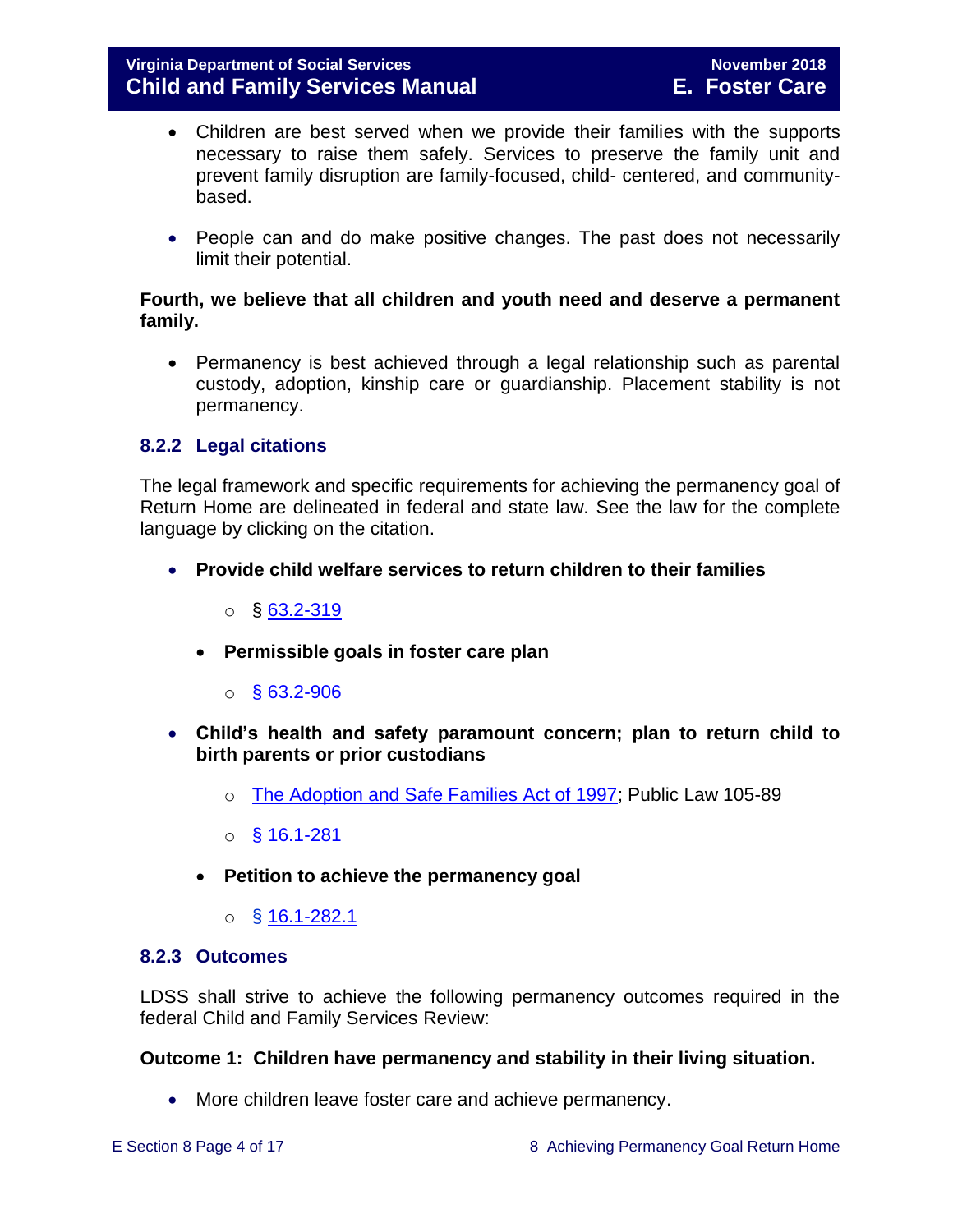- Children are best served when we provide their families with the supports necessary to raise them safely. Services to preserve the family unit and prevent family disruption are family-focused, child- centered, and community-based.

- People can and do make positive changes. The past does not necessarily limit their potential.

**Fourth, we believe that all children and youth need and deserve a permanent family.**

- Permanency is best achieved through a legal relationship such as parental custody, adoption, kinship care or guardianship. Placement stability is not permanency.

### 8.2.2 Legal citations

The legal framework and specific requirements for achieving the permanency goal of Return Home are delineated in federal and state law. See the law for the complete language by clicking on the citation.

- **Provide child welfare services to return children to their families**
    - § 63.2-319
  - **Permissible goals in foster care plan**
    - § 63.2-906
- **Child's health and safety paramount concern; plan to return child to birth parents or prior custodians**
    - The Adoption and Safe Families Act of 1997; Public Law 105-89
    - § 16.1-281
  - **Petition to achieve the permanency goal**
    - § 16.1-282.1

### 8.2.3 Outcomes

LDSS shall strive to achieve the following permanency outcomes required in the federal Child and Family Services Review:

**Outcome 1: Children have permanency and stability in their living situation.**

- More children leave foster care and achieve permanency.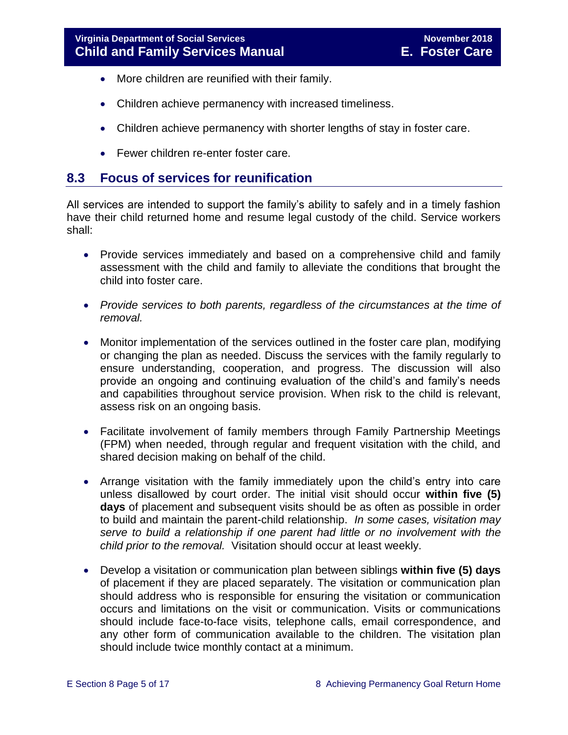- More children are reunified with their family.
- Children achieve permanency with increased timeliness.
- Children achieve permanency with shorter lengths of stay in foster care.
- Fewer children re-enter foster care.

## 8.3 Focus of services for reunification

All services are intended to support the family's ability to safely and in a timely fashion have their child returned home and resume legal custody of the child. Service workers shall:

- Provide services immediately and based on a comprehensive child and family assessment with the child and family to alleviate the conditions that brought the child into foster care.
- *Provide services to both parents, regardless of the circumstances at the time of removal.*
- Monitor implementation of the services outlined in the foster care plan, modifying or changing the plan as needed. Discuss the services with the family regularly to ensure understanding, cooperation, and progress. The discussion will also provide an ongoing and continuing evaluation of the child's and family's needs and capabilities throughout service provision. When risk to the child is relevant, assess risk on an ongoing basis.
- Facilitate involvement of family members through Family Partnership Meetings (FPM) when needed, through regular and frequent visitation with the child, and shared decision making on behalf of the child.
- Arrange visitation with the family immediately upon the child's entry into care unless disallowed by court order. The initial visit should occur **within five (5) days** of placement and subsequent visits should be as often as possible in order to build and maintain the parent-child relationship. *In some cases, visitation may serve to build a relationship if one parent had little or no involvement with the child prior to the removal.* Visitation should occur at least weekly.
- Develop a visitation or communication plan between siblings **within five (5) days** of placement if they are placed separately. The visitation or communication plan should address who is responsible for ensuring the visitation or communication occurs and limitations on the visit or communication. Visits or communications should include face-to-face visits, telephone calls, email correspondence, and any other form of communication available to the children. The visitation plan should include twice monthly contact at a minimum.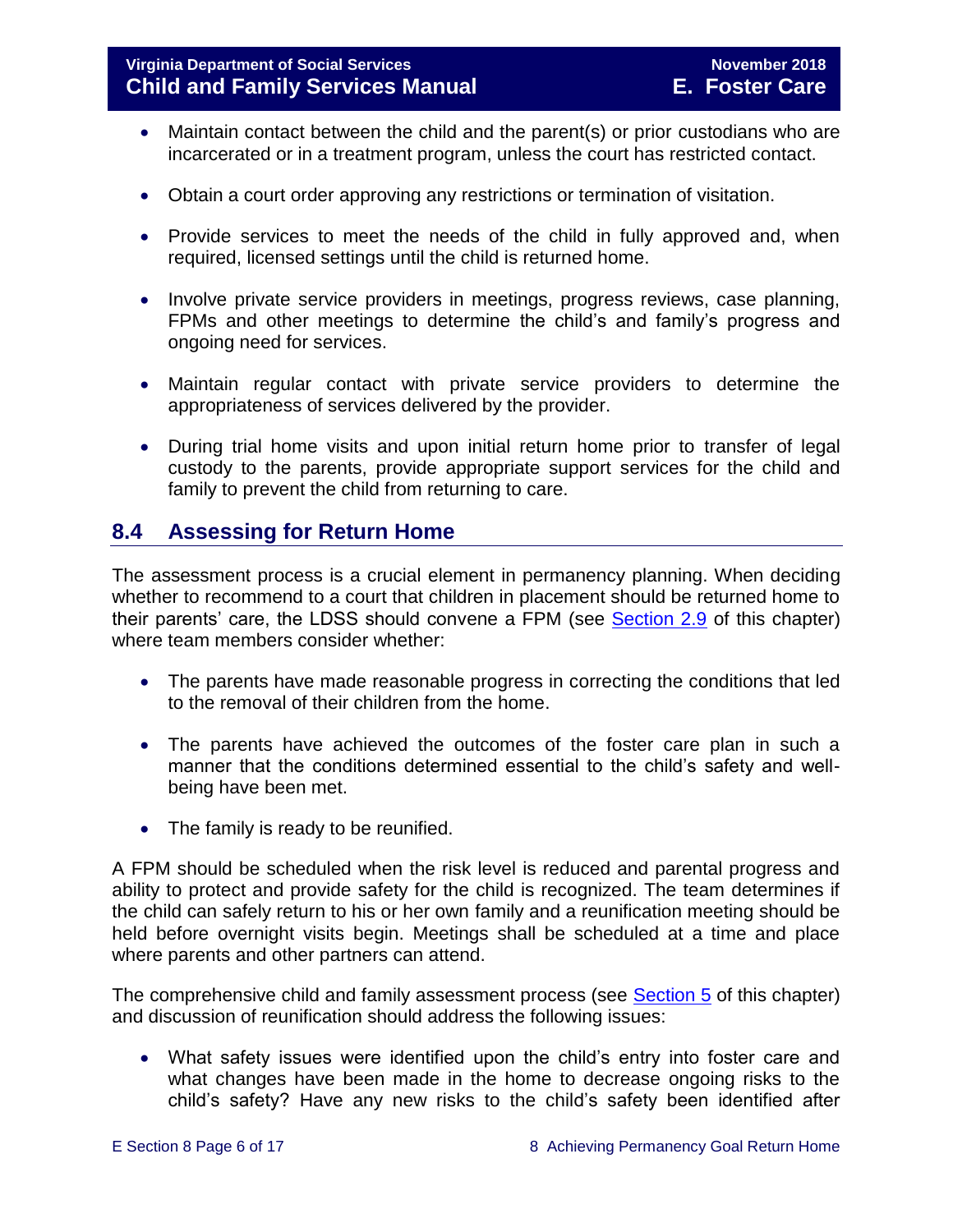- Maintain contact between the child and the parent(s) or prior custodians who are incarcerated or in a treatment program, unless the court has restricted contact.

- Obtain a court order approving any restrictions or termination of visitation.

- Provide services to meet the needs of the child in fully approved and, when required, licensed settings until the child is returned home.

- Involve private service providers in meetings, progress reviews, case planning, FPMs and other meetings to determine the child's and family's progress and ongoing need for services.

- Maintain regular contact with private service providers to determine the appropriateness of services delivered by the provider.

- During trial home visits and upon initial return home prior to transfer of legal custody to the parents, provide appropriate support services for the child and family to prevent the child from returning to care.

## 8.4 Assessing for Return Home

The assessment process is a crucial element in permanency planning. When deciding whether to recommend to a court that children in placement should be returned home to their parents' care, the LDSS should convene a FPM (see Section 2.9 of this chapter) where team members consider whether:

- The parents have made reasonable progress in correcting the conditions that led to the removal of their children from the home.

- The parents have achieved the outcomes of the foster care plan in such a manner that the conditions determined essential to the child's safety and well-being have been met.

- The family is ready to be reunified.

A FPM should be scheduled when the risk level is reduced and parental progress and ability to protect and provide safety for the child is recognized. The team determines if the child can safely return to his or her own family and a reunification meeting should be held before overnight visits begin. Meetings shall be scheduled at a time and place where parents and other partners can attend.

The comprehensive child and family assessment process (see Section 5 of this chapter) and discussion of reunification should address the following issues:

- What safety issues were identified upon the child's entry into foster care and what changes have been made in the home to decrease ongoing risks to the child's safety? Have any new risks to the child's safety been identified after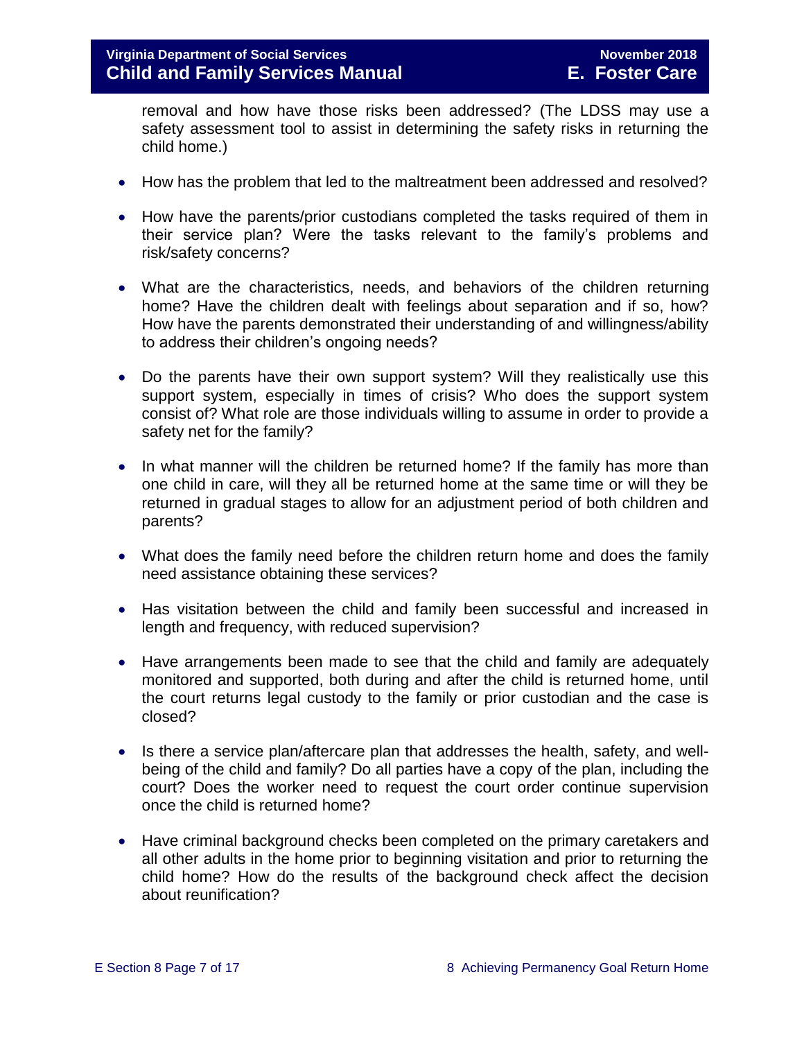removal and how have those risks been addressed? (The LDSS may use a safety assessment tool to assist in determining the safety risks in returning the child home.)

- How has the problem that led to the maltreatment been addressed and resolved?
- How have the parents/prior custodians completed the tasks required of them in their service plan? Were the tasks relevant to the family's problems and risk/safety concerns?
- What are the characteristics, needs, and behaviors of the children returning home? Have the children dealt with feelings about separation and if so, how? How have the parents demonstrated their understanding of and willingness/ability to address their children's ongoing needs?
- Do the parents have their own support system? Will they realistically use this support system, especially in times of crisis? Who does the support system consist of? What role are those individuals willing to assume in order to provide a safety net for the family?
- In what manner will the children be returned home? If the family has more than one child in care, will they all be returned home at the same time or will they be returned in gradual stages to allow for an adjustment period of both children and parents?
- What does the family need before the children return home and does the family need assistance obtaining these services?
- Has visitation between the child and family been successful and increased in length and frequency, with reduced supervision?
- Have arrangements been made to see that the child and family are adequately monitored and supported, both during and after the child is returned home, until the court returns legal custody to the family or prior custodian and the case is closed?
- Is there a service plan/aftercare plan that addresses the health, safety, and well-being of the child and family? Do all parties have a copy of the plan, including the court? Does the worker need to request the court order continue supervision once the child is returned home?
- Have criminal background checks been completed on the primary caretakers and all other adults in the home prior to beginning visitation and prior to returning the child home? How do the results of the background check affect the decision about reunification?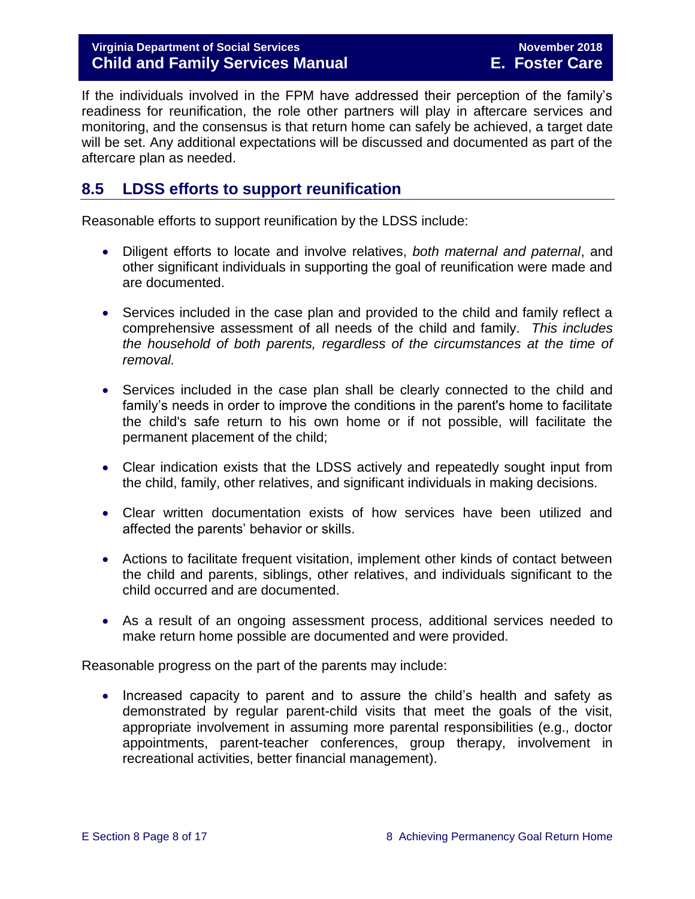If the individuals involved in the FPM have addressed their perception of the family's readiness for reunification, the role other partners will play in aftercare services and monitoring, and the consensus is that return home can safely be achieved, a target date will be set. Any additional expectations will be discussed and documented as part of the aftercare plan as needed.

## 8.5 LDSS efforts to support reunification

Reasonable efforts to support reunification by the LDSS include:

- Diligent efforts to locate and involve relatives, *both maternal and paternal*, and other significant individuals in supporting the goal of reunification were made and are documented.

- Services included in the case plan and provided to the child and family reflect a comprehensive assessment of all needs of the child and family. *This includes the household of both parents, regardless of the circumstances at the time of removal.*

- Services included in the case plan shall be clearly connected to the child and family's needs in order to improve the conditions in the parent's home to facilitate the child's safe return to his own home or if not possible, will facilitate the permanent placement of the child;

- Clear indication exists that the LDSS actively and repeatedly sought input from the child, family, other relatives, and significant individuals in making decisions.

- Clear written documentation exists of how services have been utilized and affected the parents' behavior or skills.

- Actions to facilitate frequent visitation, implement other kinds of contact between the child and parents, siblings, other relatives, and individuals significant to the child occurred and are documented.

- As a result of an ongoing assessment process, additional services needed to make return home possible are documented and were provided.

Reasonable progress on the part of the parents may include:

- Increased capacity to parent and to assure the child's health and safety as demonstrated by regular parent-child visits that meet the goals of the visit, appropriate involvement in assuming more parental responsibilities (e.g., doctor appointments, parent-teacher conferences, group therapy, involvement in recreational activities, better financial management).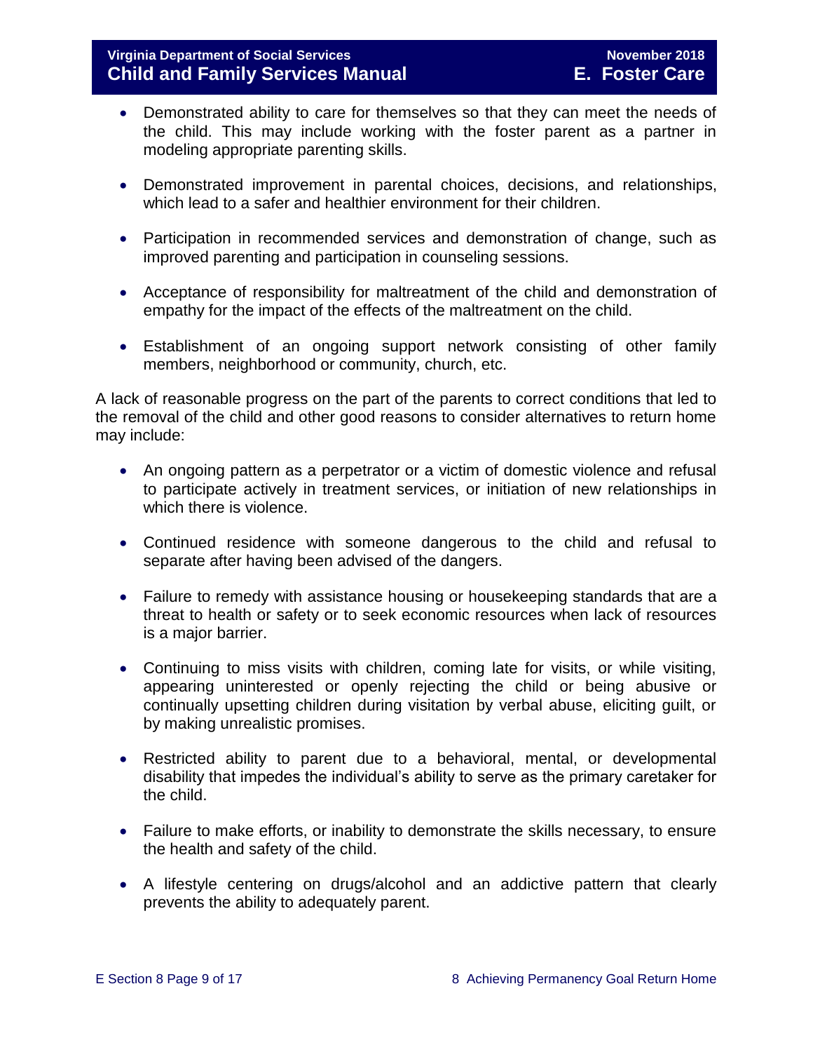- Demonstrated ability to care for themselves so that they can meet the needs of the child. This may include working with the foster parent as a partner in modeling appropriate parenting skills.

- Demonstrated improvement in parental choices, decisions, and relationships, which lead to a safer and healthier environment for their children.

- Participation in recommended services and demonstration of change, such as improved parenting and participation in counseling sessions.

- Acceptance of responsibility for maltreatment of the child and demonstration of empathy for the impact of the effects of the maltreatment on the child.

- Establishment of an ongoing support network consisting of other family members, neighborhood or community, church, etc.

A lack of reasonable progress on the part of the parents to correct conditions that led to the removal of the child and other good reasons to consider alternatives to return home may include:

- An ongoing pattern as a perpetrator or a victim of domestic violence and refusal to participate actively in treatment services, or initiation of new relationships in which there is violence.

- Continued residence with someone dangerous to the child and refusal to separate after having been advised of the dangers.

- Failure to remedy with assistance housing or housekeeping standards that are a threat to health or safety or to seek economic resources when lack of resources is a major barrier.

- Continuing to miss visits with children, coming late for visits, or while visiting, appearing uninterested or openly rejecting the child or being abusive or continually upsetting children during visitation by verbal abuse, eliciting guilt, or by making unrealistic promises.

- Restricted ability to parent due to a behavioral, mental, or developmental disability that impedes the individual's ability to serve as the primary caretaker for the child.

- Failure to make efforts, or inability to demonstrate the skills necessary, to ensure the health and safety of the child.

- A lifestyle centering on drugs/alcohol and an addictive pattern that clearly prevents the ability to adequately parent.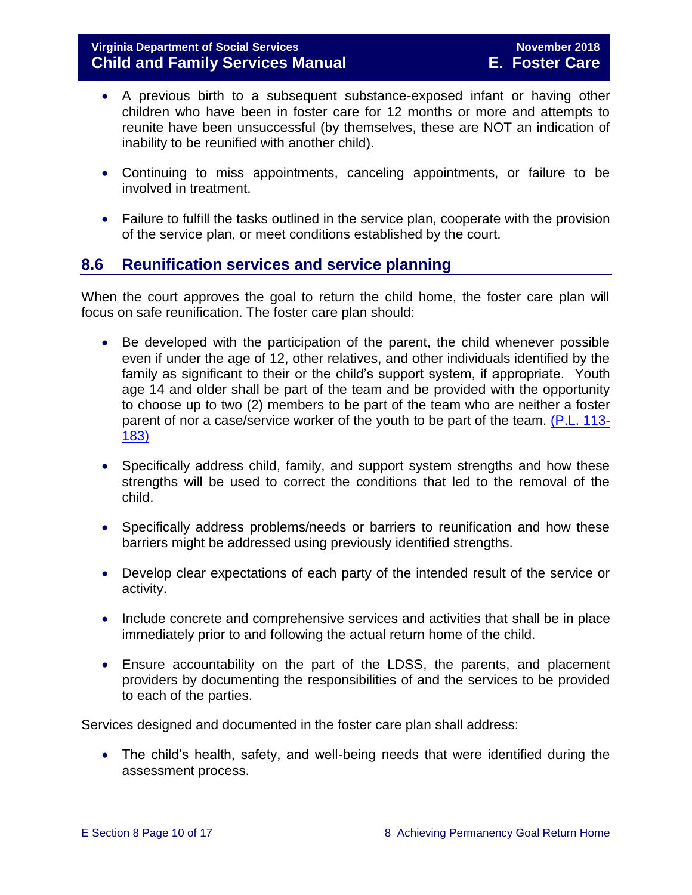- A previous birth to a subsequent substance-exposed infant or having other children who have been in foster care for 12 months or more and attempts to reunite have been unsuccessful (by themselves, these are NOT an indication of inability to be reunified with another child).

- Continuing to miss appointments, canceling appointments, or failure to be involved in treatment.

- Failure to fulfill the tasks outlined in the service plan, cooperate with the provision of the service plan, or meet conditions established by the court.

## 8.6 Reunification services and service planning

When the court approves the goal to return the child home, the foster care plan will focus on safe reunification. The foster care plan should:

- Be developed with the participation of the parent, the child whenever possible even if under the age of 12, other relatives, and other individuals identified by the family as significant to their or the child's support system, if appropriate. Youth age 14 and older shall be part of the team and be provided with the opportunity to choose up to two (2) members to be part of the team who are neither a foster parent of nor a case/service worker of the youth to be part of the team. (P.L. 113-183)

- Specifically address child, family, and support system strengths and how these strengths will be used to correct the conditions that led to the removal of the child.

- Specifically address problems/needs or barriers to reunification and how these barriers might be addressed using previously identified strengths.

- Develop clear expectations of each party of the intended result of the service or activity.

- Include concrete and comprehensive services and activities that shall be in place immediately prior to and following the actual return home of the child.

- Ensure accountability on the part of the LDSS, the parents, and placement providers by documenting the responsibilities of and the services to be provided to each of the parties.

Services designed and documented in the foster care plan shall address:

- The child's health, safety, and well-being needs that were identified during the assessment process.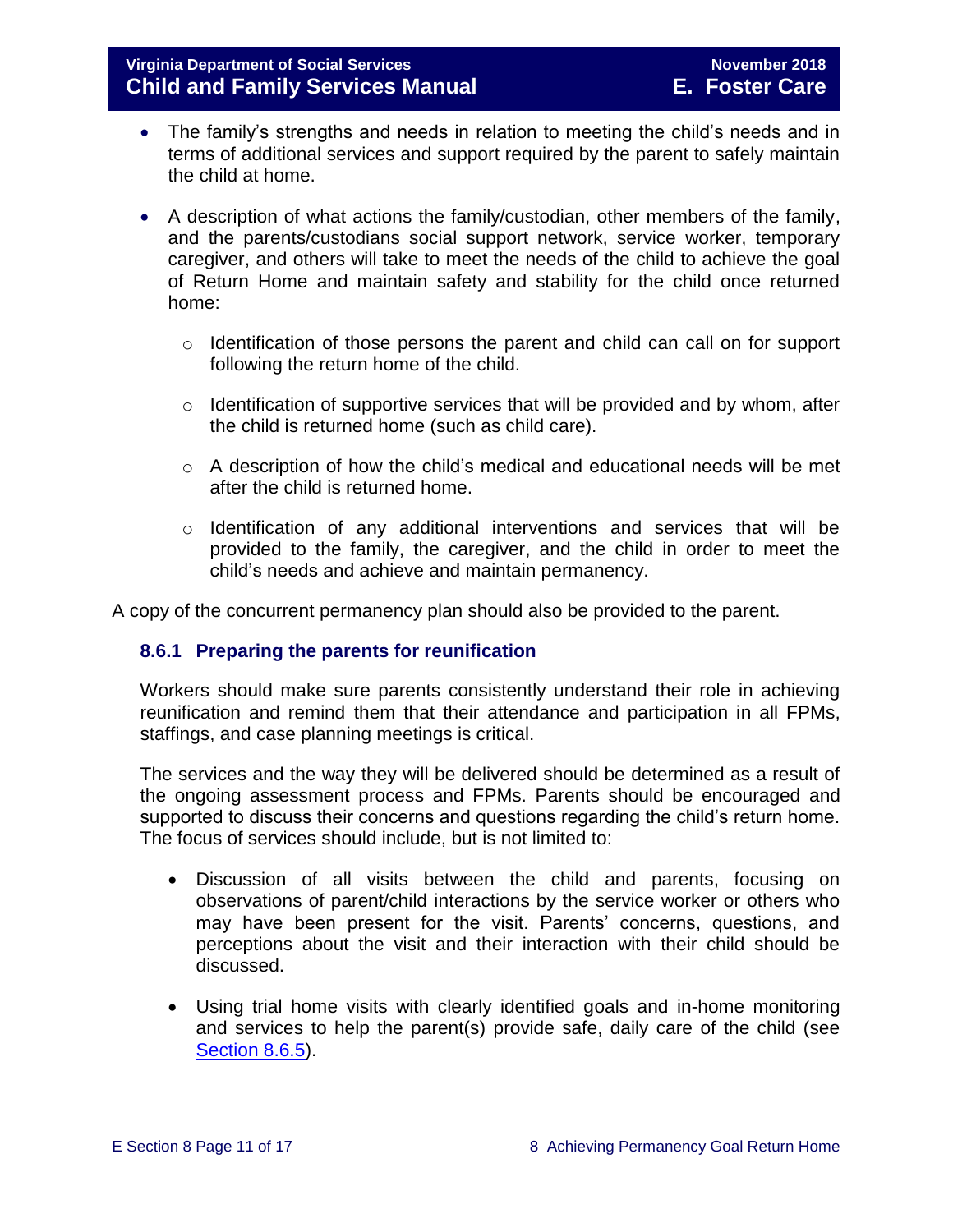- The family's strengths and needs in relation to meeting the child's needs and in terms of additional services and support required by the parent to safely maintain the child at home.

- A description of what actions the family/custodian, other members of the family, and the parents/custodians social support network, service worker, temporary caregiver, and others will take to meet the needs of the child to achieve the goal of Return Home and maintain safety and stability for the child once returned home:

    - Identification of those persons the parent and child can call on for support following the return home of the child.

    - Identification of supportive services that will be provided and by whom, after the child is returned home (such as child care).

    - A description of how the child's medical and educational needs will be met after the child is returned home.

    - Identification of any additional interventions and services that will be provided to the family, the caregiver, and the child in order to meet the child's needs and achieve and maintain permanency.

A copy of the concurrent permanency plan should also be provided to the parent.

### 8.6.1 Preparing the parents for reunification

Workers should make sure parents consistently understand their role in achieving reunification and remind them that their attendance and participation in all FPMs, staffings, and case planning meetings is critical.

The services and the way they will be delivered should be determined as a result of the ongoing assessment process and FPMs. Parents should be encouraged and supported to discuss their concerns and questions regarding the child's return home. The focus of services should include, but is not limited to:

- Discussion of all visits between the child and parents, focusing on observations of parent/child interactions by the service worker or others who may have been present for the visit. Parents' concerns, questions, and perceptions about the visit and their interaction with their child should be discussed.

- Using trial home visits with clearly identified goals and in-home monitoring and services to help the parent(s) provide safe, daily care of the child (see Section 8.6.5).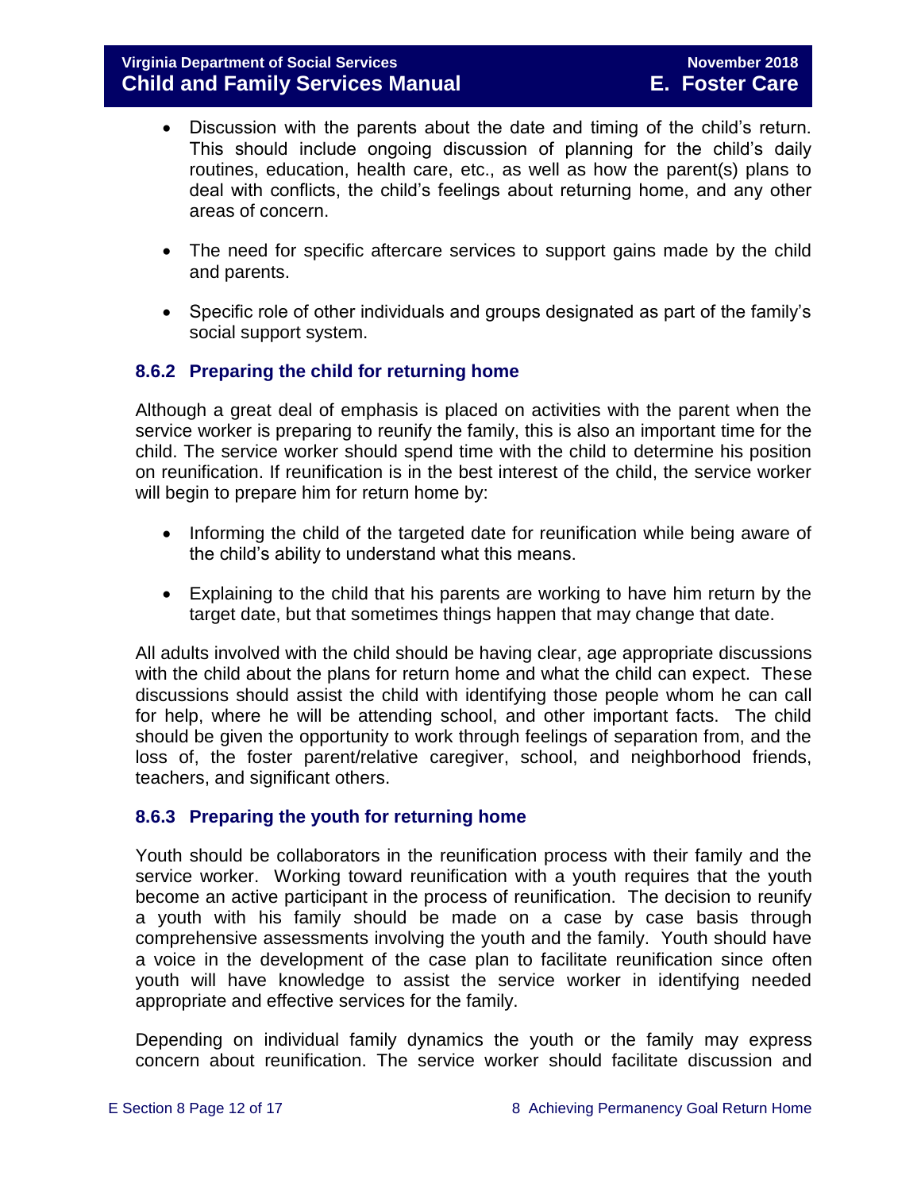- Discussion with the parents about the date and timing of the child's return. This should include ongoing discussion of planning for the child's daily routines, education, health care, etc., as well as how the parent(s) plans to deal with conflicts, the child's feelings about returning home, and any other areas of concern.

- The need for specific aftercare services to support gains made by the child and parents.

- Specific role of other individuals and groups designated as part of the family's social support system.

### 8.6.2 Preparing the child for returning home

Although a great deal of emphasis is placed on activities with the parent when the service worker is preparing to reunify the family, this is also an important time for the child. The service worker should spend time with the child to determine his position on reunification. If reunification is in the best interest of the child, the service worker will begin to prepare him for return home by:

- Informing the child of the targeted date for reunification while being aware of the child's ability to understand what this means.

- Explaining to the child that his parents are working to have him return by the target date, but that sometimes things happen that may change that date.

All adults involved with the child should be having clear, age appropriate discussions with the child about the plans for return home and what the child can expect. These discussions should assist the child with identifying those people whom he can call for help, where he will be attending school, and other important facts. The child should be given the opportunity to work through feelings of separation from, and the loss of, the foster parent/relative caregiver, school, and neighborhood friends, teachers, and significant others.

### 8.6.3 Preparing the youth for returning home

Youth should be collaborators in the reunification process with their family and the service worker. Working toward reunification with a youth requires that the youth become an active participant in the process of reunification. The decision to reunify a youth with his family should be made on a case by case basis through comprehensive assessments involving the youth and the family. Youth should have a voice in the development of the case plan to facilitate reunification since often youth will have knowledge to assist the service worker in identifying needed appropriate and effective services for the family.

Depending on individual family dynamics the youth or the family may express concern about reunification. The service worker should facilitate discussion and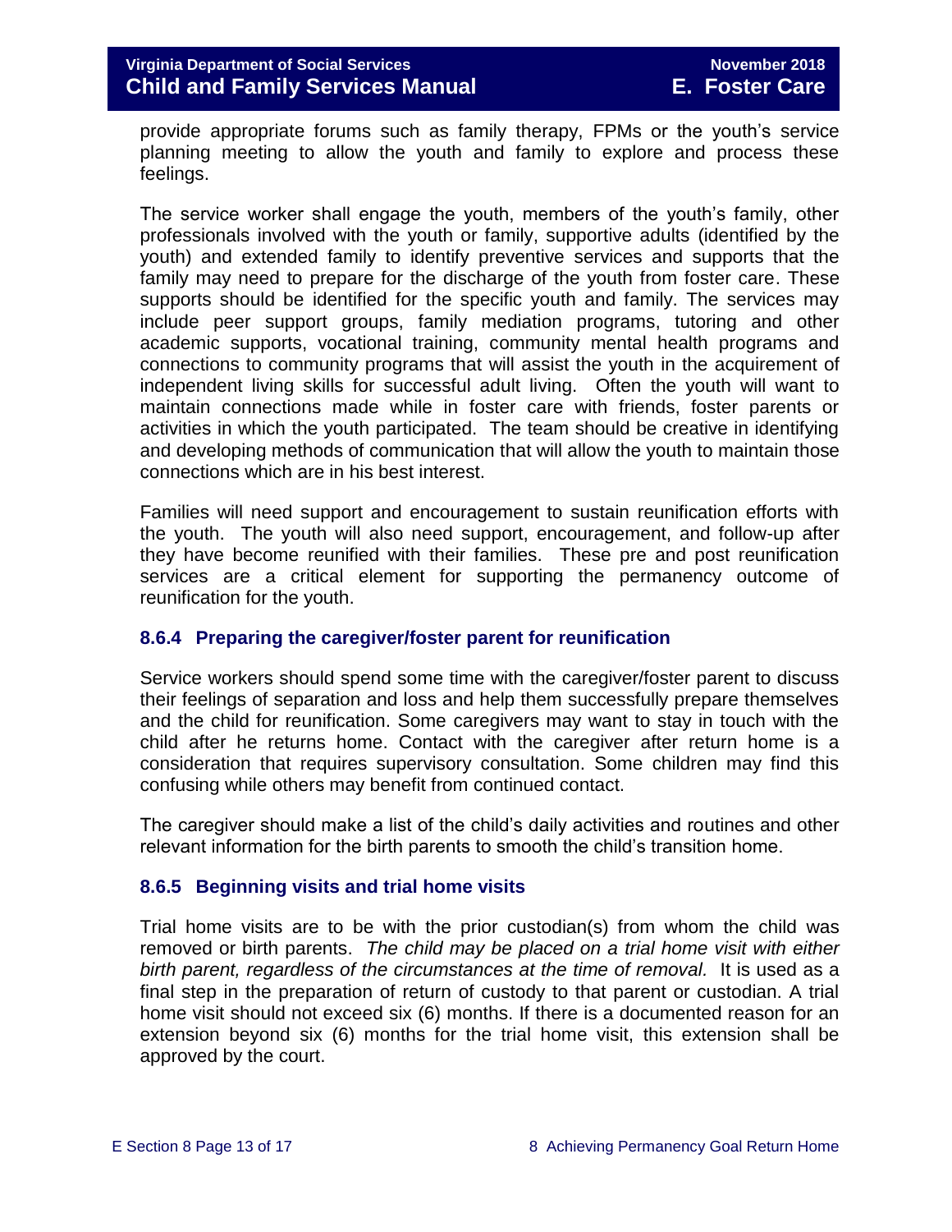provide appropriate forums such as family therapy, FPMs or the youth's service planning meeting to allow the youth and family to explore and process these feelings.

The service worker shall engage the youth, members of the youth's family, other professionals involved with the youth or family, supportive adults (identified by the youth) and extended family to identify preventive services and supports that the family may need to prepare for the discharge of the youth from foster care. These supports should be identified for the specific youth and family. The services may include peer support groups, family mediation programs, tutoring and other academic supports, vocational training, community mental health programs and connections to community programs that will assist the youth in the acquirement of independent living skills for successful adult living. Often the youth will want to maintain connections made while in foster care with friends, foster parents or activities in which the youth participated. The team should be creative in identifying and developing methods of communication that will allow the youth to maintain those connections which are in his best interest.

Families will need support and encouragement to sustain reunification efforts with the youth. The youth will also need support, encouragement, and follow-up after they have become reunified with their families. These pre and post reunification services are a critical element for supporting the permanency outcome of reunification for the youth.

### 8.6.4 Preparing the caregiver/foster parent for reunification

Service workers should spend some time with the caregiver/foster parent to discuss their feelings of separation and loss and help them successfully prepare themselves and the child for reunification. Some caregivers may want to stay in touch with the child after he returns home. Contact with the caregiver after return home is a consideration that requires supervisory consultation. Some children may find this confusing while others may benefit from continued contact.

The caregiver should make a list of the child's daily activities and routines and other relevant information for the birth parents to smooth the child's transition home.

### 8.6.5 Beginning visits and trial home visits

Trial home visits are to be with the prior custodian(s) from whom the child was removed or birth parents. *The child may be placed on a trial home visit with either birth parent, regardless of the circumstances at the time of removal.* It is used as a final step in the preparation of return of custody to that parent or custodian. A trial home visit should not exceed six (6) months. If there is a documented reason for an extension beyond six (6) months for the trial home visit, this extension shall be approved by the court.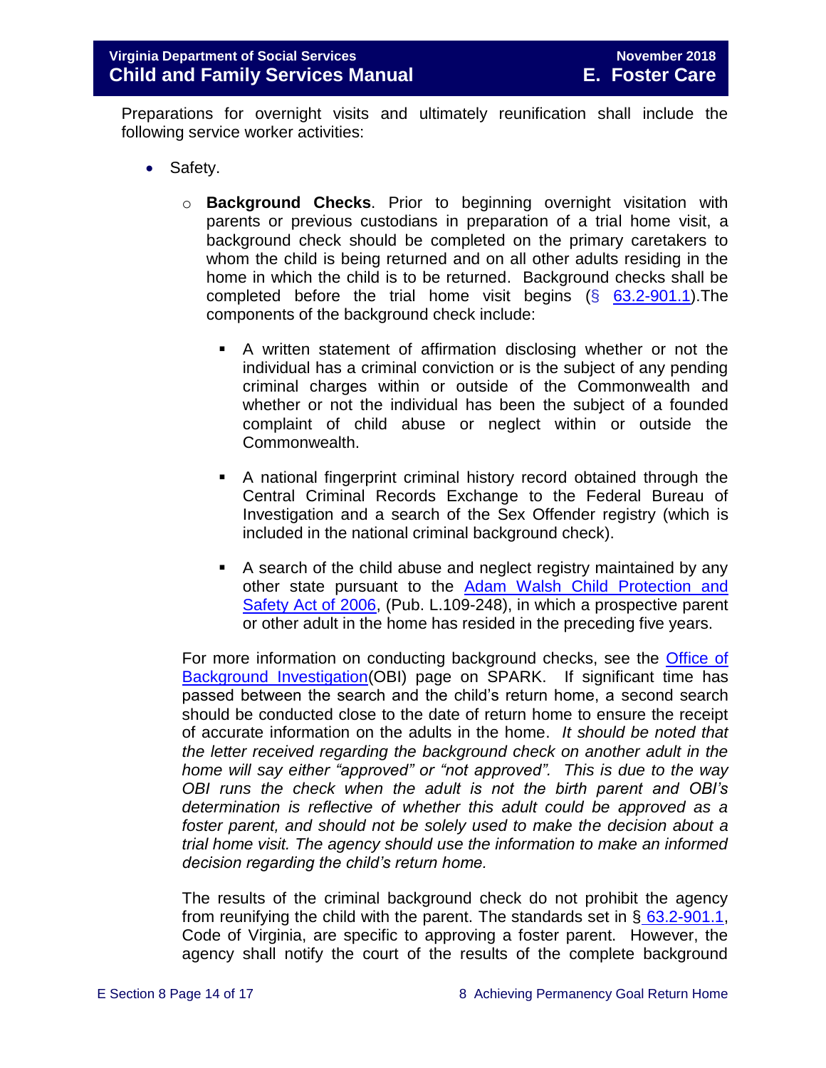Preparations for overnight visits and ultimately reunification shall include the following service worker activities:

- Safety.
  - **Background Checks**. Prior to beginning overnight visitation with parents or previous custodians in preparation of a trial home visit, a background check should be completed on the primary caretakers to whom the child is being returned and on all other adults residing in the home in which the child is to be returned. Background checks shall be completed before the trial home visit begins (§ 63.2-901.1).The components of the background check include:
    - A written statement of affirmation disclosing whether or not the individual has a criminal conviction or is the subject of any pending criminal charges within or outside of the Commonwealth and whether or not the individual has been the subject of a founded complaint of child abuse or neglect within or outside the Commonwealth.
    - A national fingerprint criminal history record obtained through the Central Criminal Records Exchange to the Federal Bureau of Investigation and a search of the Sex Offender registry (which is included in the national criminal background check).
    - A search of the child abuse and neglect registry maintained by any other state pursuant to the Adam Walsh Child Protection and Safety Act of 2006, (Pub. L.109-248), in which a prospective parent or other adult in the home has resided in the preceding five years.

  For more information on conducting background checks, see the Office of Background Investigation(OBI) page on SPARK. If significant time has passed between the search and the child's return home, a second search should be conducted close to the date of return home to ensure the receipt of accurate information on the adults in the home. *It should be noted that the letter received regarding the background check on another adult in the home will say either "approved" or "not approved". This is due to the way OBI runs the check when the adult is not the birth parent and OBI's determination is reflective of whether this adult could be approved as a foster parent, and should not be solely used to make the decision about a trial home visit. The agency should use the information to make an informed decision regarding the child's return home.*

  The results of the criminal background check do not prohibit the agency from reunifying the child with the parent. The standards set in § 63.2-901.1, Code of Virginia, are specific to approving a foster parent. However, the agency shall notify the court of the results of the complete background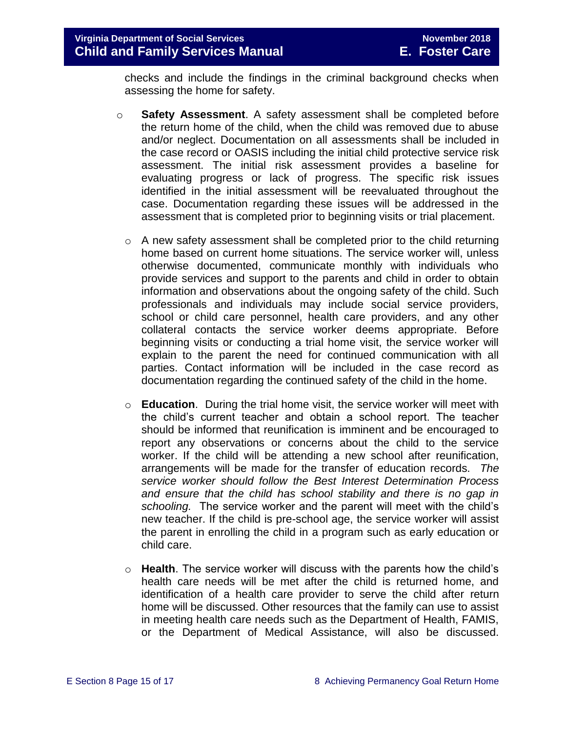checks and include the findings in the criminal background checks when assessing the home for safety.

- **Safety Assessment**. A safety assessment shall be completed before the return home of the child, when the child was removed due to abuse and/or neglect. Documentation on all assessments shall be included in the case record or OASIS including the initial child protective service risk assessment. The initial risk assessment provides a baseline for evaluating progress or lack of progress. The specific risk issues identified in the initial assessment will be reevaluated throughout the case. Documentation regarding these issues will be addressed in the assessment that is completed prior to beginning visits or trial placement.

  - A new safety assessment shall be completed prior to the child returning home based on current home situations. The service worker will, unless otherwise documented, communicate monthly with individuals who provide services and support to the parents and child in order to obtain information and observations about the ongoing safety of the child. Such professionals and individuals may include social service providers, school or child care personnel, health care providers, and any other collateral contacts the service worker deems appropriate. Before beginning visits or conducting a trial home visit, the service worker will explain to the parent the need for continued communication with all parties. Contact information will be included in the case record as documentation regarding the continued safety of the child in the home.

  - **Education**. During the trial home visit, the service worker will meet with the child's current teacher and obtain a school report. The teacher should be informed that reunification is imminent and be encouraged to report any observations or concerns about the child to the service worker. If the child will be attending a new school after reunification, arrangements will be made for the transfer of education records. *The service worker should follow the Best Interest Determination Process and ensure that the child has school stability and there is no gap in schooling.* The service worker and the parent will meet with the child's new teacher. If the child is pre-school age, the service worker will assist the parent in enrolling the child in a program such as early education or child care.

  - **Health**. The service worker will discuss with the parents how the child's health care needs will be met after the child is returned home, and identification of a health care provider to serve the child after return home will be discussed. Other resources that the family can use to assist in meeting health care needs such as the Department of Health, FAMIS, or the Department of Medical Assistance, will also be discussed.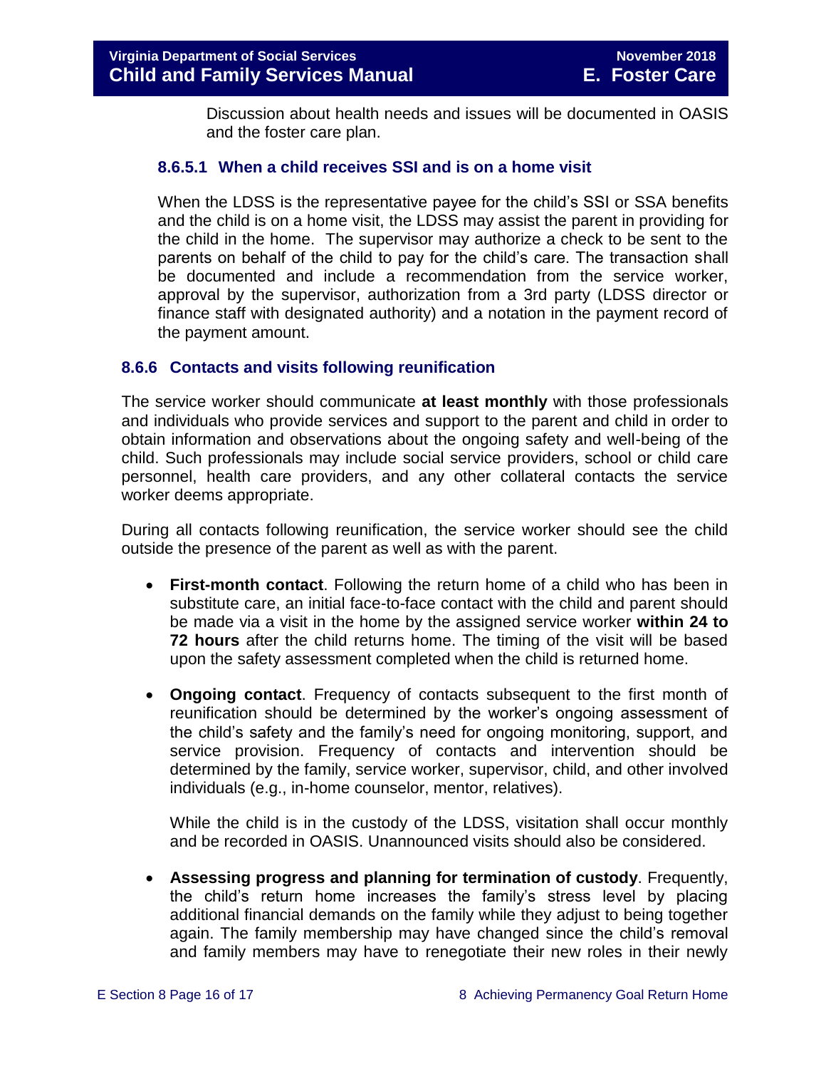Discussion about health needs and issues will be documented in OASIS and the foster care plan.

#### 8.6.5.1 When a child receives SSI and is on a home visit

When the LDSS is the representative payee for the child's SSI or SSA benefits and the child is on a home visit, the LDSS may assist the parent in providing for the child in the home. The supervisor may authorize a check to be sent to the parents on behalf of the child to pay for the child's care. The transaction shall be documented and include a recommendation from the service worker, approval by the supervisor, authorization from a 3rd party (LDSS director or finance staff with designated authority) and a notation in the payment record of the payment amount.

### 8.6.6 Contacts and visits following reunification

The service worker should communicate **at least monthly** with those professionals and individuals who provide services and support to the parent and child in order to obtain information and observations about the ongoing safety and well-being of the child. Such professionals may include social service providers, school or child care personnel, health care providers, and any other collateral contacts the service worker deems appropriate.

During all contacts following reunification, the service worker should see the child outside the presence of the parent as well as with the parent.

- **First-month contact**. Following the return home of a child who has been in substitute care, an initial face-to-face contact with the child and parent should be made via a visit in the home by the assigned service worker **within 24 to 72 hours** after the child returns home. The timing of the visit will be based upon the safety assessment completed when the child is returned home.

- **Ongoing contact**. Frequency of contacts subsequent to the first month of reunification should be determined by the worker's ongoing assessment of the child's safety and the family's need for ongoing monitoring, support, and service provision. Frequency of contacts and intervention should be determined by the family, service worker, supervisor, child, and other involved individuals (e.g., in-home counselor, mentor, relatives).

  While the child is in the custody of the LDSS, visitation shall occur monthly and be recorded in OASIS. Unannounced visits should also be considered.

- **Assessing progress and planning for termination of custody**. Frequently, the child's return home increases the family's stress level by placing additional financial demands on the family while they adjust to being together again. The family membership may have changed since the child's removal and family members may have to renegotiate their new roles in their newly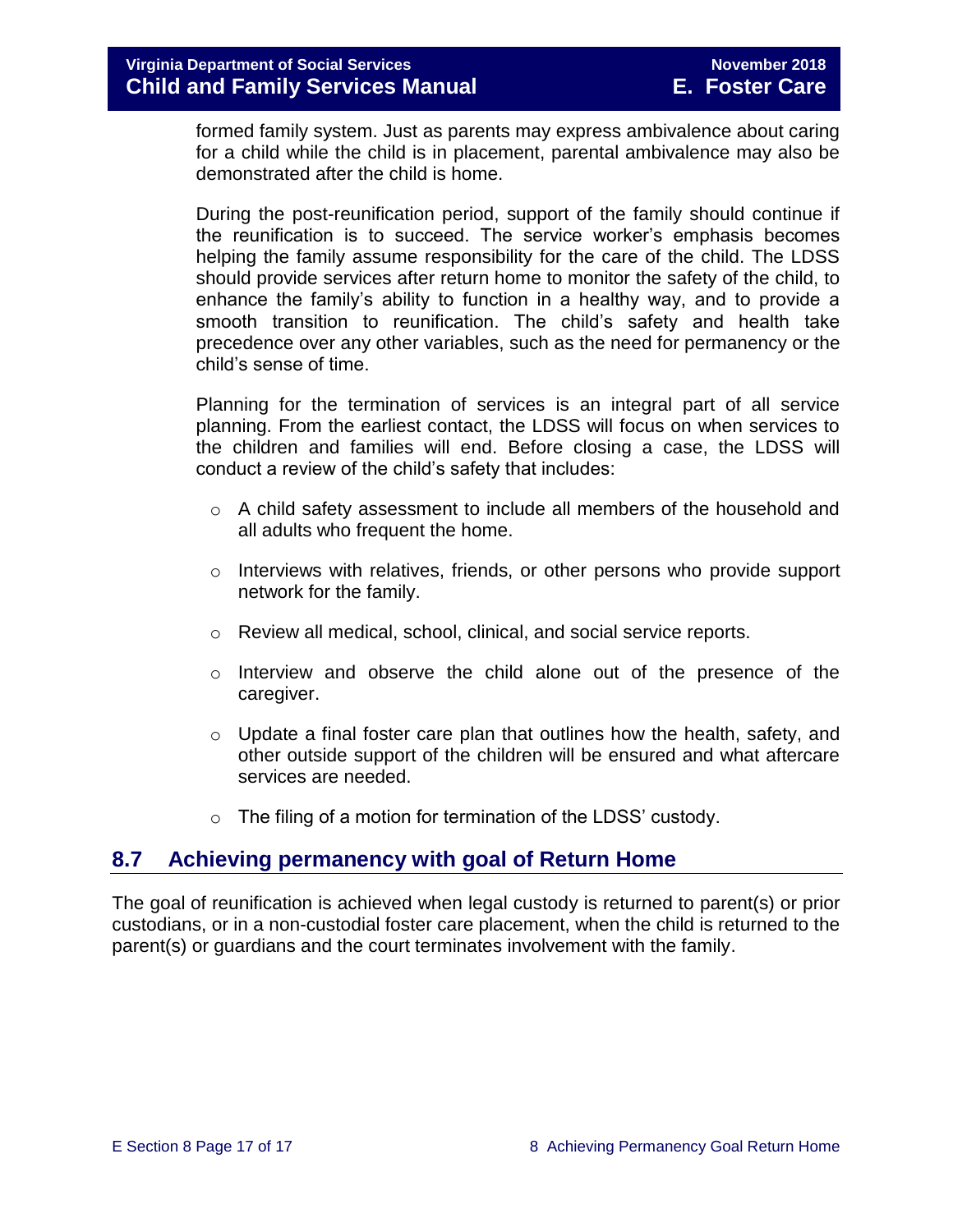formed family system. Just as parents may express ambivalence about caring for a child while the child is in placement, parental ambivalence may also be demonstrated after the child is home.

During the post-reunification period, support of the family should continue if the reunification is to succeed. The service worker's emphasis becomes helping the family assume responsibility for the care of the child. The LDSS should provide services after return home to monitor the safety of the child, to enhance the family's ability to function in a healthy way, and to provide a smooth transition to reunification. The child's safety and health take precedence over any other variables, such as the need for permanency or the child's sense of time.

Planning for the termination of services is an integral part of all service planning. From the earliest contact, the LDSS will focus on when services to the children and families will end. Before closing a case, the LDSS will conduct a review of the child's safety that includes:

- A child safety assessment to include all members of the household and all adults who frequent the home.
- Interviews with relatives, friends, or other persons who provide support network for the family.
- Review all medical, school, clinical, and social service reports.
- Interview and observe the child alone out of the presence of the caregiver.
- Update a final foster care plan that outlines how the health, safety, and other outside support of the children will be ensured and what aftercare services are needed.
- The filing of a motion for termination of the LDSS' custody.

## 8.7 Achieving permanency with goal of Return Home

The goal of reunification is achieved when legal custody is returned to parent(s) or prior custodians, or in a non-custodial foster care placement, when the child is returned to the parent(s) or guardians and the court terminates involvement with the family.